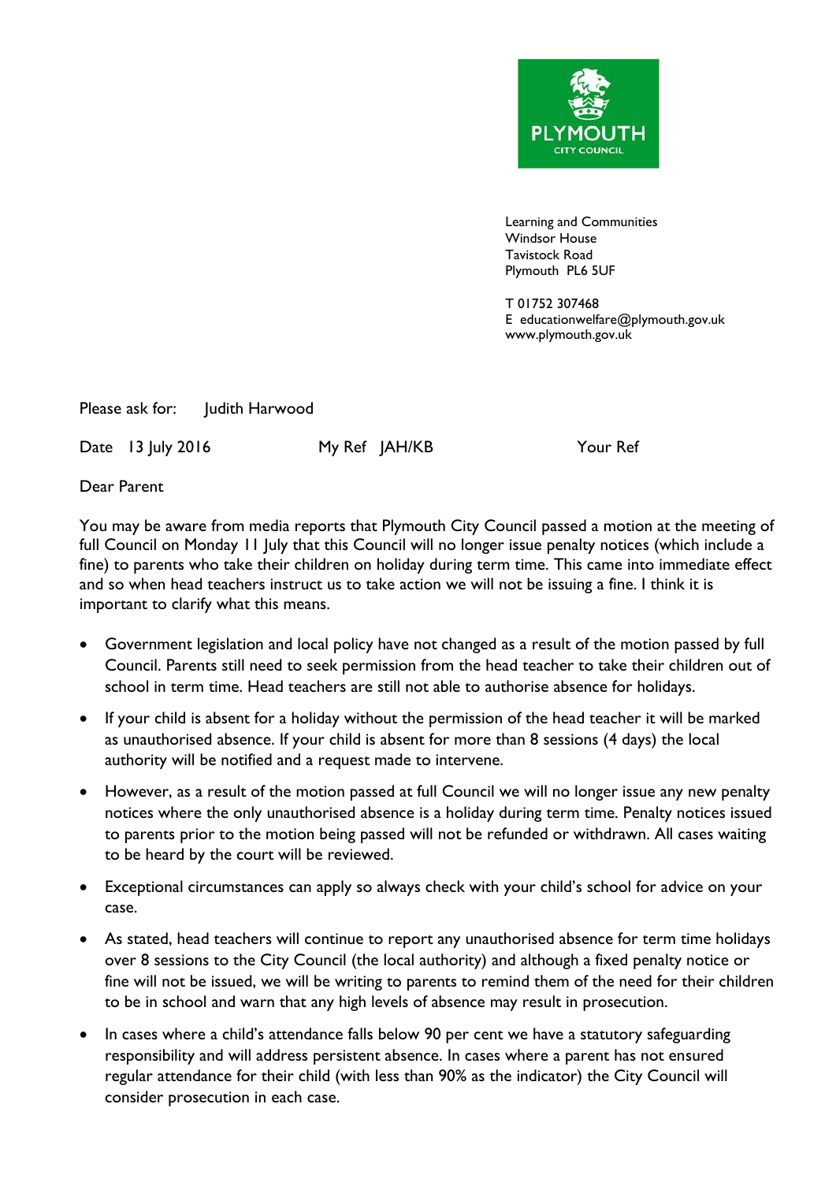PLYMOUTH CITY COUNCIL

Learning and Communities
Windsor House
Tavistock Road
Plymouth PL6 5UF

T 01752 307468
E educationwelfare@plymouth.gov.uk
www.plymouth.gov.uk

Please ask for: Judith Harwood

Date 13 July 2016 My Ref JAH/KB Your Ref

Dear Parent

You may be aware from media reports that Plymouth City Council passed a motion at the meeting of full Council on Monday 11 July that this Council will no longer issue penalty notices (which include a fine) to parents who take their children on holiday during term time. This came into immediate effect and so when head teachers instruct us to take action we will not be issuing a fine. I think it is important to clarify what this means.

- Government legislation and local policy have not changed as a result of the motion passed by full Council. Parents still need to seek permission from the head teacher to take their children out of school in term time. Head teachers are still not able to authorise absence for holidays.
- If your child is absent for a holiday without the permission of the head teacher it will be marked as unauthorised absence. If your child is absent for more than 8 sessions (4 days) the local authority will be notified and a request made to intervene.
- However, as a result of the motion passed at full Council we will no longer issue any new penalty notices where the only unauthorised absence is a holiday during term time. Penalty notices issued to parents prior to the motion being passed will not be refunded or withdrawn. All cases waiting to be heard by the court will be reviewed.
- Exceptional circumstances can apply so always check with your child's school for advice on your case.
- As stated, head teachers will continue to report any unauthorised absence for term time holidays over 8 sessions to the City Council (the local authority) and although a fixed penalty notice or fine will not be issued, we will be writing to parents to remind them of the need for their children to be in school and warn that any high levels of absence may result in prosecution.
- In cases where a child's attendance falls below 90 per cent we have a statutory safeguarding responsibility and will address persistent absence. In cases where a parent has not ensured regular attendance for their child (with less than 90% as the indicator) the City Council will consider prosecution in each case.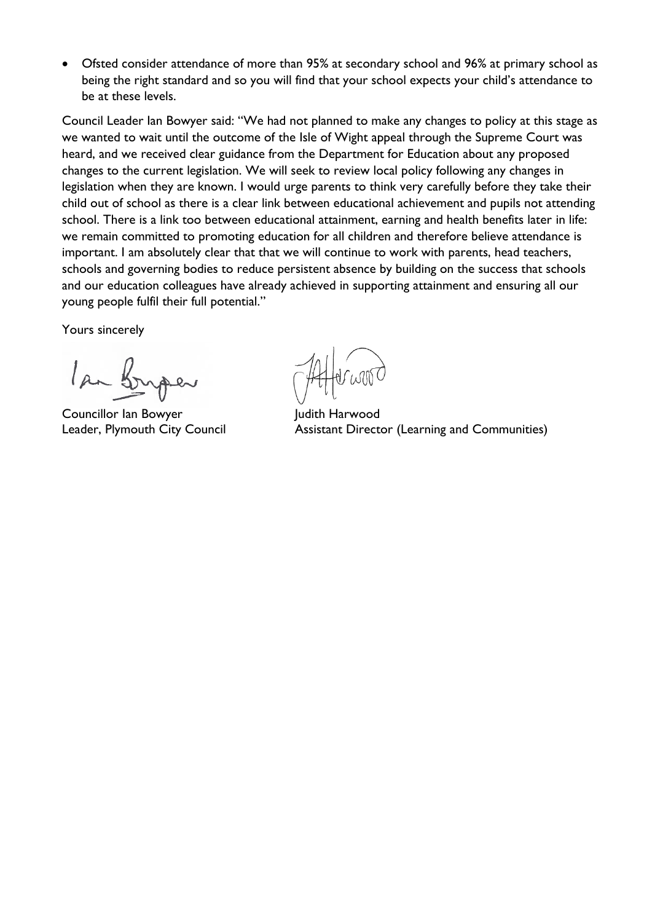- Ofsted consider attendance of more than 95% at secondary school and 96% at primary school as being the right standard and so you will find that your school expects your child's attendance to be at these levels.

Council Leader Ian Bowyer said: "We had not planned to make any changes to policy at this stage as we wanted to wait until the outcome of the Isle of Wight appeal through the Supreme Court was heard, and we received clear guidance from the Department for Education about any proposed changes to the current legislation. We will seek to review local policy following any changes in legislation when they are known. I would urge parents to think very carefully before they take their child out of school as there is a clear link between educational achievement and pupils not attending school. There is a link too between educational attainment, earning and health benefits later in life: we remain committed to promoting education for all children and therefore believe attendance is important. I am absolutely clear that that we will continue to work with parents, head teachers, schools and governing bodies to reduce persistent absence by building on the success that schools and our education colleagues have already achieved in supporting attainment and ensuring all our young people fulfil their full potential."

Yours sincerely

Councillor Ian Bowyer
Leader, Plymouth City Council

Judith Harwood
Assistant Director (Learning and Communities)